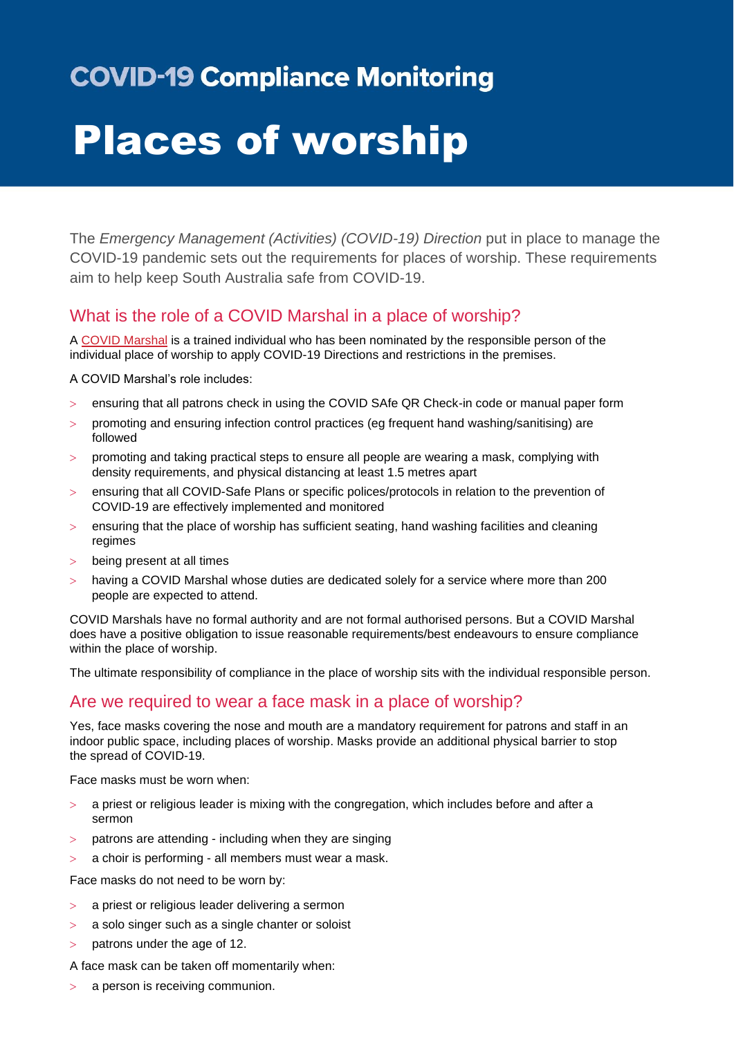# COVID-19 Compliance Monitoring

# Places of worship

The *Emergency Management (Activities) (COVID-19) Direction* put in place to manage the COVID-19 pandemic sets out the requirements for places of worship. These requirements aim to help keep South Australia safe from COVID-19.

## What is the role of a COVID Marshal in a place of worship?

A COVID Marshal is a trained individual who has been nominated by the responsible person of the individual place of worship to apply COVID-19 Directions and restrictions in the premises.

A COVID Marshal's role includes:

- ensuring that all patrons check in using the COVID SAfe QR Check-in code or manual paper form
- promoting and ensuring infection control practices (eg frequent hand washing/sanitising) are followed
- promoting and taking practical steps to ensure all people are wearing a mask, complying with density requirements, and physical distancing at least 1.5 metres apart
- ensuring that all COVID-Safe Plans or specific polices/protocols in relation to the prevention of COVID-19 are effectively implemented and monitored
- ensuring that the place of worship has sufficient seating, hand washing facilities and cleaning regimes
- being present at all times
- having a COVID Marshal whose duties are dedicated solely for a service where more than 200 people are expected to attend.

COVID Marshals have no formal authority and are not formal authorised persons. But a COVID Marshal does have a positive obligation to issue reasonable requirements/best endeavours to ensure compliance within the place of worship.

The ultimate responsibility of compliance in the place of worship sits with the individual responsible person.

## Are we required to wear a face mask in a place of worship?

Yes, face masks covering the nose and mouth are a mandatory requirement for patrons and staff in an indoor public space, including places of worship. Masks provide an additional physical barrier to stop the spread of COVID-19.

Face masks must be worn when:

- a priest or religious leader is mixing with the congregation, which includes before and after a sermon
- patrons are attending - including when they are singing
- a choir is performing - all members must wear a mask.

Face masks do not need to be worn by:

- a priest or religious leader delivering a sermon
- a solo singer such as a single chanter or soloist
- patrons under the age of 12.

A face mask can be taken off momentarily when:

- a person is receiving communion.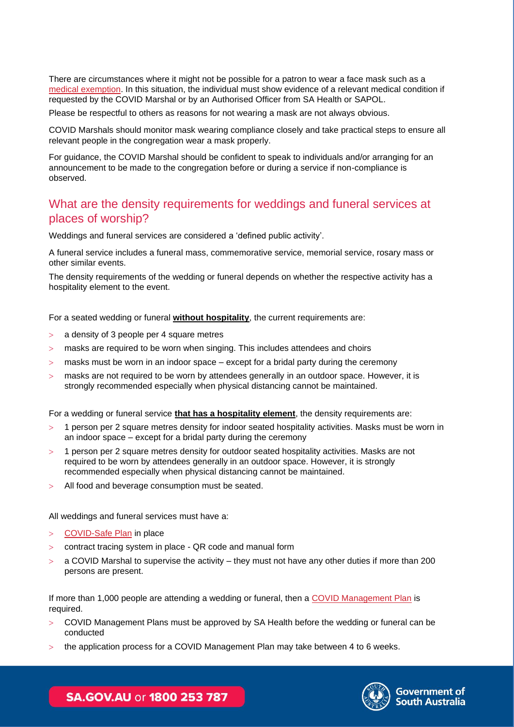There are circumstances where it might not be possible for a patron to wear a face mask such as a medical exemption. In this situation, the individual must show evidence of a relevant medical condition if requested by the COVID Marshal or by an Authorised Officer from SA Health or SAPOL.

Please be respectful to others as reasons for not wearing a mask are not always obvious.

COVID Marshals should monitor mask wearing compliance closely and take practical steps to ensure all relevant people in the congregation wear a mask properly.

For guidance, the COVID Marshal should be confident to speak to individuals and/or arranging for an announcement to be made to the congregation before or during a service if non-compliance is observed.

## What are the density requirements for weddings and funeral services at places of worship?

Weddings and funeral services are considered a 'defined public activity'.

A funeral service includes a funeral mass, commemorative service, memorial service, rosary mass or other similar events.

The density requirements of the wedding or funeral depends on whether the respective activity has a hospitality element to the event.

For a seated wedding or funeral **without hospitality**, the current requirements are:

- a density of 3 people per 4 square metres
- masks are required to be worn when singing. This includes attendees and choirs
- masks must be worn in an indoor space – except for a bridal party during the ceremony
- masks are not required to be worn by attendees generally in an outdoor space. However, it is strongly recommended especially when physical distancing cannot be maintained.

For a wedding or funeral service **that has a hospitality element**, the density requirements are:

- 1 person per 2 square metres density for indoor seated hospitality activities. Masks must be worn in an indoor space – except for a bridal party during the ceremony
- 1 person per 2 square metres density for outdoor seated hospitality activities. Masks are not required to be worn by attendees generally in an outdoor space. However, it is strongly recommended especially when physical distancing cannot be maintained.
- All food and beverage consumption must be seated.

All weddings and funeral services must have a:

- COVID-Safe Plan in place
- contract tracing system in place - QR code and manual form
- a COVID Marshal to supervise the activity – they must not have any other duties if more than 200 persons are present.

If more than 1,000 people are attending a wedding or funeral, then a COVID Management Plan is required.

- COVID Management Plans must be approved by SA Health before the wedding or funeral can be conducted
- the application process for a COVID Management Plan may take between 4 to 6 weeks.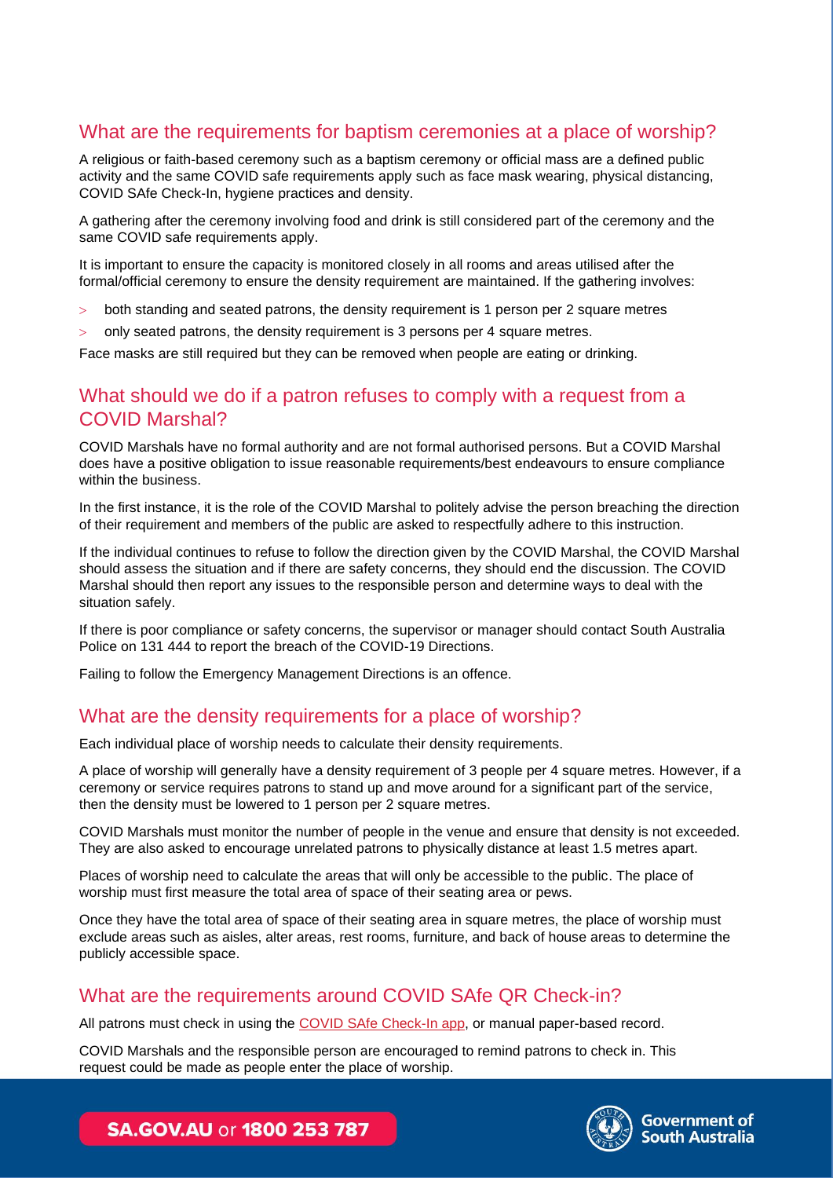## What are the requirements for baptism ceremonies at a place of worship?

A religious or faith-based ceremony such as a baptism ceremony or official mass are a defined public activity and the same COVID safe requirements apply such as face mask wearing, physical distancing, COVID SAfe Check-In, hygiene practices and density.

A gathering after the ceremony involving food and drink is still considered part of the ceremony and the same COVID safe requirements apply.

It is important to ensure the capacity is monitored closely in all rooms and areas utilised after the formal/official ceremony to ensure the density requirement are maintained. If the gathering involves:

- both standing and seated patrons, the density requirement is 1 person per 2 square metres
- only seated patrons, the density requirement is 3 persons per 4 square metres.

Face masks are still required but they can be removed when people are eating or drinking.

## What should we do if a patron refuses to comply with a request from a COVID Marshal?

COVID Marshals have no formal authority and are not formal authorised persons. But a COVID Marshal does have a positive obligation to issue reasonable requirements/best endeavours to ensure compliance within the business.

In the first instance, it is the role of the COVID Marshal to politely advise the person breaching the direction of their requirement and members of the public are asked to respectfully adhere to this instruction.

If the individual continues to refuse to follow the direction given by the COVID Marshal, the COVID Marshal should assess the situation and if there are safety concerns, they should end the discussion. The COVID Marshal should then report any issues to the responsible person and determine ways to deal with the situation safely.

If there is poor compliance or safety concerns, the supervisor or manager should contact South Australia Police on 131 444 to report the breach of the COVID-19 Directions.

Failing to follow the Emergency Management Directions is an offence.

## What are the density requirements for a place of worship?

Each individual place of worship needs to calculate their density requirements.

A place of worship will generally have a density requirement of 3 people per 4 square metres. However, if a ceremony or service requires patrons to stand up and move around for a significant part of the service, then the density must be lowered to 1 person per 2 square metres.

COVID Marshals must monitor the number of people in the venue and ensure that density is not exceeded. They are also asked to encourage unrelated patrons to physically distance at least 1.5 metres apart.

Places of worship need to calculate the areas that will only be accessible to the public. The place of worship must first measure the total area of space of their seating area or pews.

Once they have the total area of space of their seating area in square metres, the place of worship must exclude areas such as aisles, alter areas, rest rooms, furniture, and back of house areas to determine the publicly accessible space.

## What are the requirements around COVID SAfe QR Check-in?

All patrons must check in using the COVID SAfe Check-In app, or manual paper-based record.

COVID Marshals and the responsible person are encouraged to remind patrons to check in. This request could be made as people enter the place of worship.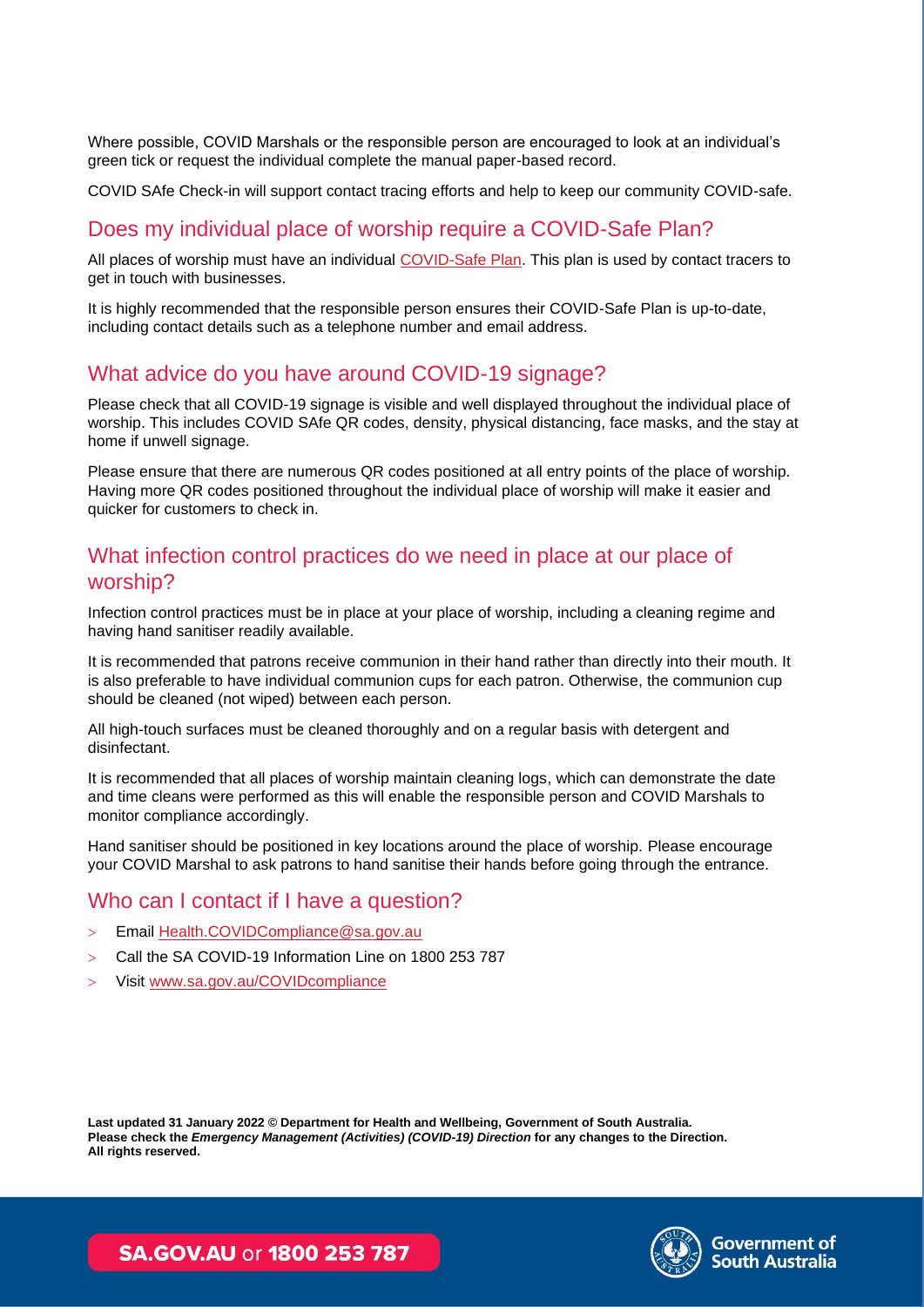Where possible, COVID Marshals or the responsible person are encouraged to look at an individual's green tick or request the individual complete the manual paper-based record.

COVID SAfe Check-in will support contact tracing efforts and help to keep our community COVID-safe.

## Does my individual place of worship require a COVID-Safe Plan?

All places of worship must have an individual [COVID-Safe Plan](). This plan is used by contact tracers to get in touch with businesses.

It is highly recommended that the responsible person ensures their COVID-Safe Plan is up-to-date, including contact details such as a telephone number and email address.

## What advice do you have around COVID-19 signage?

Please check that all COVID-19 signage is visible and well displayed throughout the individual place of worship. This includes COVID SAfe QR codes, density, physical distancing, face masks, and the stay at home if unwell signage.

Please ensure that there are numerous QR codes positioned at all entry points of the place of worship. Having more QR codes positioned throughout the individual place of worship will make it easier and quicker for customers to check in.

## What infection control practices do we need in place at our place of worship?

Infection control practices must be in place at your place of worship, including a cleaning regime and having hand sanitiser readily available.

It is recommended that patrons receive communion in their hand rather than directly into their mouth. It is also preferable to have individual communion cups for each patron. Otherwise, the communion cup should be cleaned (not wiped) between each person.

All high-touch surfaces must be cleaned thoroughly and on a regular basis with detergent and disinfectant.

It is recommended that all places of worship maintain cleaning logs, which can demonstrate the date and time cleans were performed as this will enable the responsible person and COVID Marshals to monitor compliance accordingly.

Hand sanitiser should be positioned in key locations around the place of worship. Please encourage your COVID Marshal to ask patrons to hand sanitise their hands before going through the entrance.

## Who can I contact if I have a question?

- Email Health.COVIDCompliance@sa.gov.au
- Call the SA COVID-19 Information Line on 1800 253 787
- Visit www.sa.gov.au/COVIDcompliance

**Last updated 31 January 2022 © Department for Health and Wellbeing, Government of South Australia.**
**Please check the *Emergency Management (Activities) (COVID-19) Direction* for any changes to the Direction.**
**All rights reserved.**

SA.GOV.AU or 1800 253 787

Government of South Australia